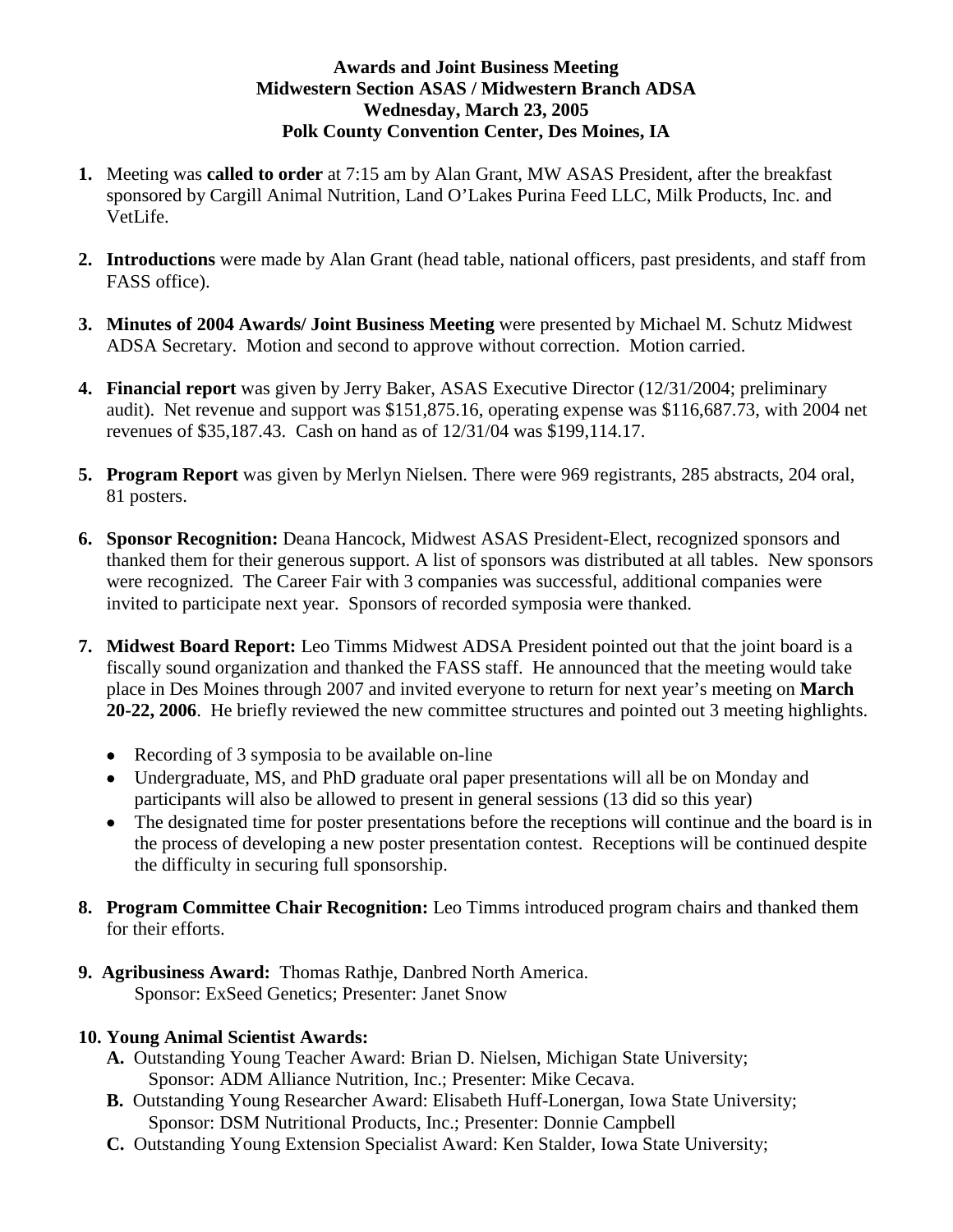**Awards and Joint Business Meeting**
**Midwestern Section ASAS / Midwestern Branch ADSA**
**Wednesday, March 23, 2005**
**Polk County Convention Center, Des Moines, IA**

1. Meeting was **called to order** at 7:15 am by Alan Grant, MW ASAS President, after the breakfast sponsored by Cargill Animal Nutrition, Land O'Lakes Purina Feed LLC, Milk Products, Inc. and VetLife.

2. **Introductions** were made by Alan Grant (head table, national officers, past presidents, and staff from FASS office).

3. **Minutes of 2004 Awards/ Joint Business Meeting** were presented by Michael M. Schutz Midwest ADSA Secretary. Motion and second to approve without correction. Motion carried.

4. **Financial report** was given by Jerry Baker, ASAS Executive Director (12/31/2004; preliminary audit). Net revenue and support was $151,875.16, operating expense was $116,687.73, with 2004 net revenues of $35,187.43. Cash on hand as of 12/31/04 was $199,114.17.

5. **Program Report** was given by Merlyn Nielsen. There were 969 registrants, 285 abstracts, 204 oral, 81 posters.

6. **Sponsor Recognition:** Deana Hancock, Midwest ASAS President-Elect, recognized sponsors and thanked them for their generous support. A list of sponsors was distributed at all tables. New sponsors were recognized. The Career Fair with 3 companies was successful, additional companies were invited to participate next year. Sponsors of recorded symposia were thanked.

7. **Midwest Board Report:** Leo Timms Midwest ADSA President pointed out that the joint board is a fiscally sound organization and thanked the FASS staff. He announced that the meeting would take place in Des Moines through 2007 and invited everyone to return for next year's meeting on **March 20-22, 2006**. He briefly reviewed the new committee structures and pointed out 3 meeting highlights.
   - Recording of 3 symposia to be available on-line
   - Undergraduate, MS, and PhD graduate oral paper presentations will all be on Monday and participants will also be allowed to present in general sessions (13 did so this year)
   - The designated time for poster presentations before the receptions will continue and the board is in the process of developing a new poster presentation contest. Receptions will be continued despite the difficulty in securing full sponsorship.

8. **Program Committee Chair Recognition:** Leo Timms introduced program chairs and thanked them for their efforts.

9. **Agribusiness Award:** Thomas Rathje, Danbred North America.
   Sponsor: ExSeed Genetics; Presenter: Janet Snow

10. **Young Animal Scientist Awards:**
   **A.** Outstanding Young Teacher Award: Brian D. Nielsen, Michigan State University;
   Sponsor: ADM Alliance Nutrition, Inc.; Presenter: Mike Cecava.
   **B.** Outstanding Young Researcher Award: Elisabeth Huff-Lonergan, Iowa State University;
   Sponsor: DSM Nutritional Products, Inc.; Presenter: Donnie Campbell
   **C.** Outstanding Young Extension Specialist Award: Ken Stalder, Iowa State University;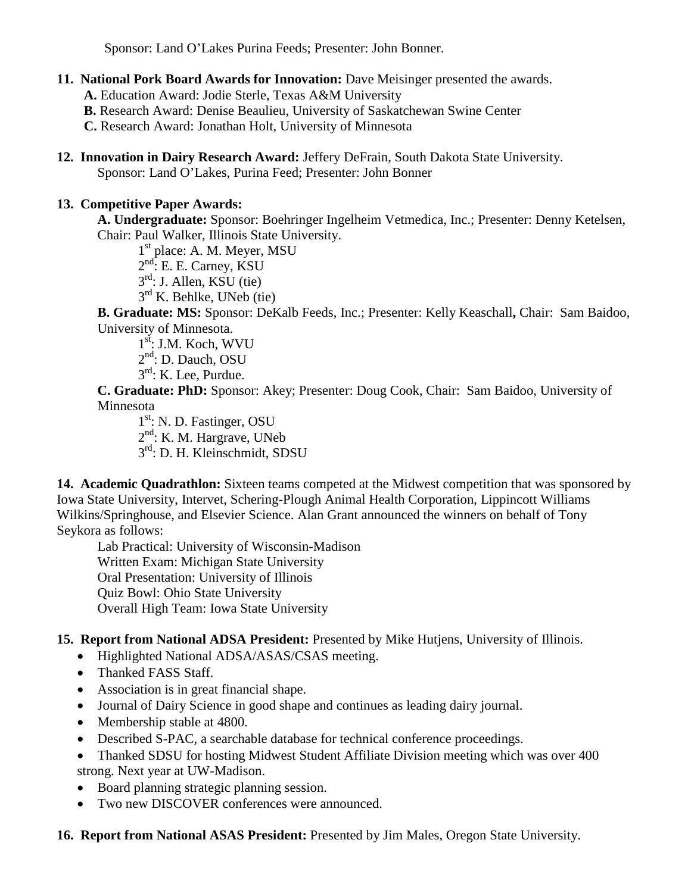Sponsor: Land O'Lakes Purina Feeds; Presenter: John Bonner.

**11. National Pork Board Awards for Innovation:** Dave Meisinger presented the awards.

- **A.** Education Award: Jodie Sterle, Texas A&M University
- **B.** Research Award: Denise Beaulieu, University of Saskatchewan Swine Center
- **C.** Research Award: Jonathan Holt, University of Minnesota

**12. Innovation in Dairy Research Award:** Jeffery DeFrain, South Dakota State University.
Sponsor: Land O'Lakes, Purina Feed; Presenter: John Bonner

**13. Competitive Paper Awards:**

**A. Undergraduate:** Sponsor: Boehringer Ingelheim Vetmedica, Inc.; Presenter: Denny Ketelsen, Chair: Paul Walker, Illinois State University.

1st place: A. M. Meyer, MSU
2nd: E. E. Carney, KSU
3rd: J. Allen, KSU (tie)
3rd K. Behlke, UNeb (tie)

**B. Graduate: MS:** Sponsor: DeKalb Feeds, Inc.; Presenter: Kelly Keaschall**,** Chair: Sam Baidoo, University of Minnesota.

1st: J.M. Koch, WVU
2nd: D. Dauch, OSU
3rd: K. Lee, Purdue.

**C. Graduate: PhD:** Sponsor: Akey; Presenter: Doug Cook, Chair: Sam Baidoo, University of Minnesota

1st: N. D. Fastinger, OSU
2nd: K. M. Hargrave, UNeb
3rd: D. H. Kleinschmidt, SDSU

**14. Academic Quadrathlon:** Sixteen teams competed at the Midwest competition that was sponsored by Iowa State University, Intervet, Schering-Plough Animal Health Corporation, Lippincott Williams Wilkins/Springhouse, and Elsevier Science. Alan Grant announced the winners on behalf of Tony Seykora as follows:

Lab Practical: University of Wisconsin-Madison
Written Exam: Michigan State University
Oral Presentation: University of Illinois
Quiz Bowl: Ohio State University
Overall High Team: Iowa State University

**15. Report from National ADSA President:** Presented by Mike Hutjens, University of Illinois.

- Highlighted National ADSA/ASAS/CSAS meeting.
- Thanked FASS Staff.
- Association is in great financial shape.
- Journal of Dairy Science in good shape and continues as leading dairy journal.
- Membership stable at 4800.
- Described S-PAC, a searchable database for technical conference proceedings.
- Thanked SDSU for hosting Midwest Student Affiliate Division meeting which was over 400 strong. Next year at UW-Madison.
- Board planning strategic planning session.
- Two new DISCOVER conferences were announced.

**16. Report from National ASAS President:** Presented by Jim Males, Oregon State University.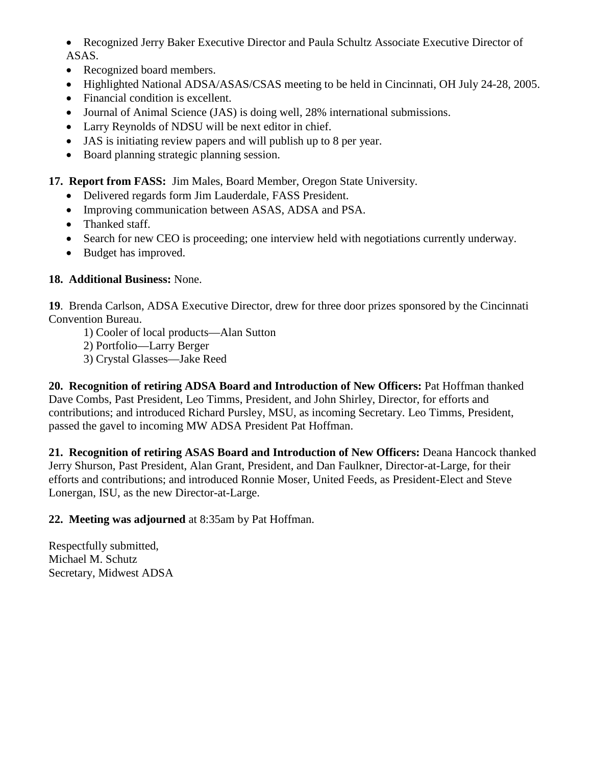- Recognized Jerry Baker Executive Director and Paula Schultz Associate Executive Director of ASAS.
- Recognized board members.
- Highlighted National ADSA/ASAS/CSAS meeting to be held in Cincinnati, OH July 24-28, 2005.
- Financial condition is excellent.
- Journal of Animal Science (JAS) is doing well, 28% international submissions.
- Larry Reynolds of NDSU will be next editor in chief.
- JAS is initiating review papers and will publish up to 8 per year.
- Board planning strategic planning session.

**17. Report from FASS:** Jim Males, Board Member, Oregon State University.

- Delivered regards form Jim Lauderdale, FASS President.
- Improving communication between ASAS, ADSA and PSA.
- Thanked staff.
- Search for new CEO is proceeding; one interview held with negotiations currently underway.
- Budget has improved.

**18. Additional Business:** None.

**19**. Brenda Carlson, ADSA Executive Director, drew for three door prizes sponsored by the Cincinnati Convention Bureau.

1) Cooler of local products—Alan Sutton
2) Portfolio—Larry Berger
3) Crystal Glasses—Jake Reed

**20. Recognition of retiring ADSA Board and Introduction of New Officers:** Pat Hoffman thanked Dave Combs, Past President, Leo Timms, President, and John Shirley, Director, for efforts and contributions; and introduced Richard Pursley, MSU, as incoming Secretary. Leo Timms, President, passed the gavel to incoming MW ADSA President Pat Hoffman.

**21. Recognition of retiring ASAS Board and Introduction of New Officers:** Deana Hancock thanked Jerry Shurson, Past President, Alan Grant, President, and Dan Faulkner, Director-at-Large, for their efforts and contributions; and introduced Ronnie Moser, United Feeds, as President-Elect and Steve Lonergan, ISU, as the new Director-at-Large.

**22. Meeting was adjourned** at 8:35am by Pat Hoffman.

Respectfully submitted,
Michael M. Schutz
Secretary, Midwest ADSA